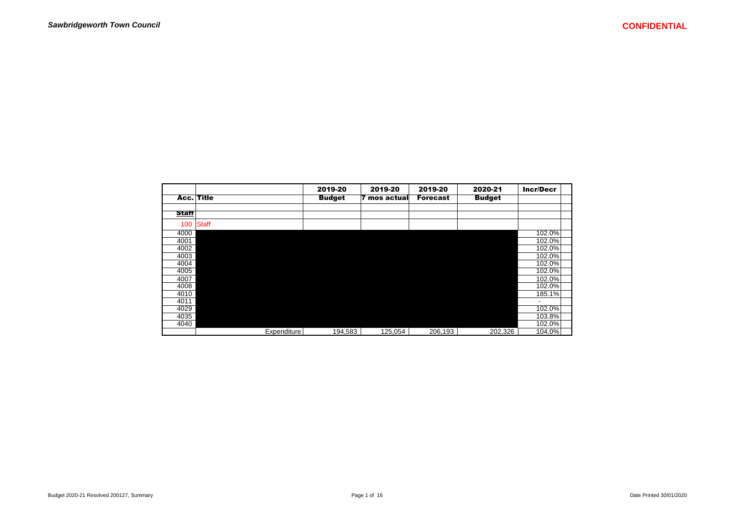| | | 2019-20 | 2019-20 | 2019-20 | 2020-21 | Incr/Decr |
|---|---|---|---|---|---|---|
| Acc. | Title | Budget | 7 mos actual | Forecast | Budget | |
| | | | | | | |
| Staff | | | | | | |
| 100 | Staff | | | | | |
| 4000 | | | | | | 102.0% |
| 4001 | | | | | | 102.0% |
| 4002 | | | | | | 102.0% |
| 4003 | | | | | | 102.0% |
| 4004 | | | | | | 102.0% |
| 4005 | | | | | | 102.0% |
| 4007 | | | | | | 102.0% |
| 4008 | | | | | | 102.0% |
| 4010 | | | | | | 185.1% |
| 4011 | | | | | | - |
| 4029 | | | | | | 102.0% |
| 4035 | | | | | | 103.8% |
| 4040 | | | | | | 102.0% |
| | Expenditure | 194,583 | 125,054 | 206,193 | 202,326 | 104.0% |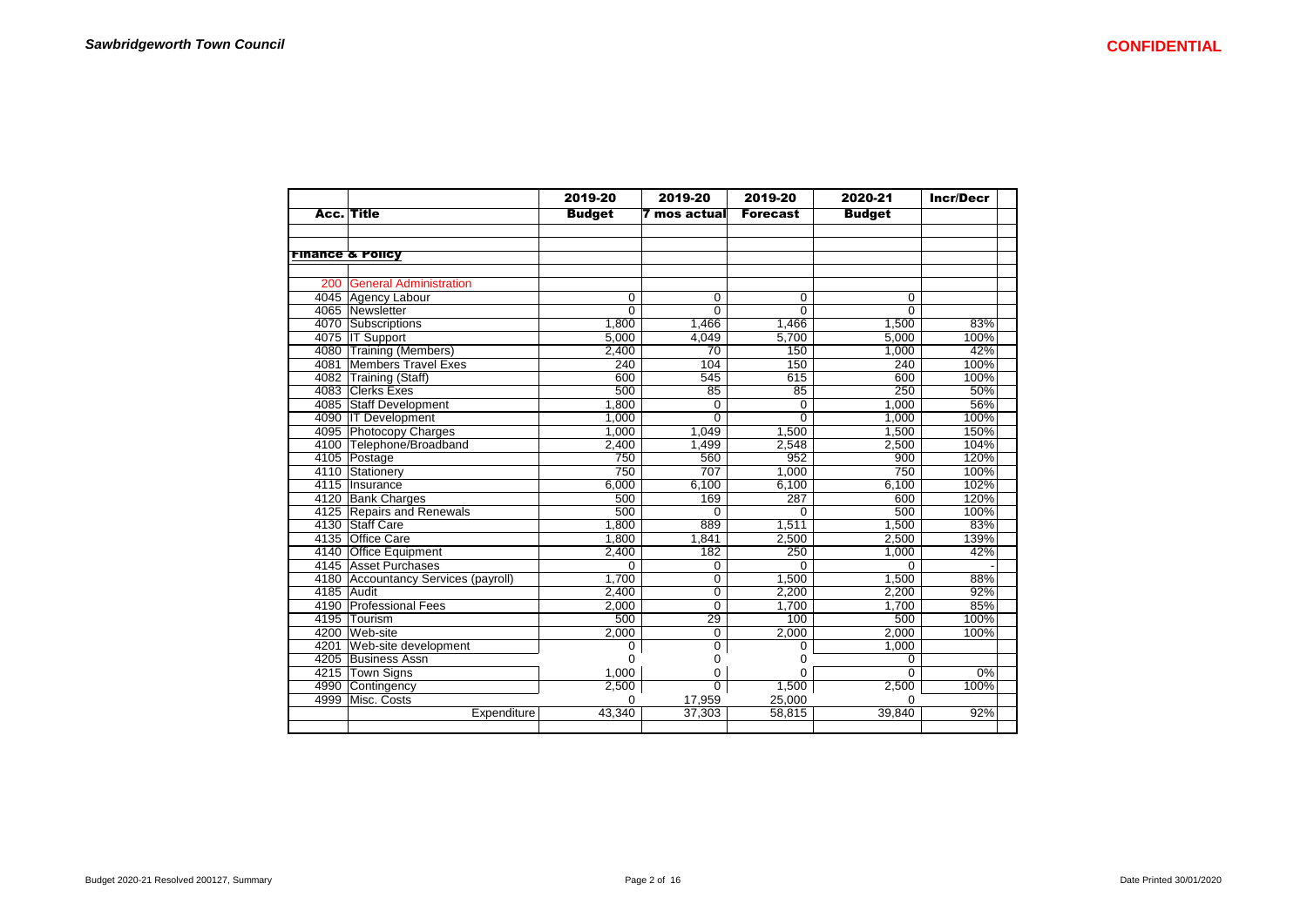| Acc. | Title | 2019-20 Budget | 2019-20 7 mos actual | 2019-20 Forecast | 2020-21 Budget | Incr/Decr |
|---|---|---|---|---|---|---|
| | **Finance & Policy** | | | | | |
| 200 | General Administration | | | | | |
| 4045 | Agency Labour | 0 | 0 | 0 | 0 | |
| 4065 | Newsletter | 0 | 0 | 0 | 0 | |
| 4070 | Subscriptions | 1,800 | 1,466 | 1,466 | 1,500 | 83% |
| 4075 | IT Support | 5,000 | 4,049 | 5,700 | 5,000 | 100% |
| 4080 | Training (Members) | 2,400 | 70 | 150 | 1,000 | 42% |
| 4081 | Members Travel Exes | 240 | 104 | 150 | 240 | 100% |
| 4082 | Training (Staff) | 600 | 545 | 615 | 600 | 100% |
| 4083 | Clerks Exes | 500 | 85 | 85 | 250 | 50% |
| 4085 | Staff Development | 1,800 | 0 | 0 | 1,000 | 56% |
| 4090 | IT Development | 1,000 | 0 | 0 | 1,000 | 100% |
| 4095 | Photocopy Charges | 1,000 | 1,049 | 1,500 | 1,500 | 150% |
| 4100 | Telephone/Broadband | 2,400 | 1,499 | 2,548 | 2,500 | 104% |
| 4105 | Postage | 750 | 560 | 952 | 900 | 120% |
| 4110 | Stationery | 750 | 707 | 1,000 | 750 | 100% |
| 4115 | Insurance | 6,000 | 6,100 | 6,100 | 6,100 | 102% |
| 4120 | Bank Charges | 500 | 169 | 287 | 600 | 120% |
| 4125 | Repairs and Renewals | 500 | 0 | 0 | 500 | 100% |
| 4130 | Staff Care | 1,800 | 889 | 1,511 | 1,500 | 83% |
| 4135 | Office Care | 1,800 | 1,841 | 2,500 | 2,500 | 139% |
| 4140 | Office Equipment | 2,400 | 182 | 250 | 1,000 | 42% |
| 4145 | Asset Purchases | 0 | 0 | 0 | 0 | - |
| 4180 | Accountancy Services (payroll) | 1,700 | 0 | 1,500 | 1,500 | 88% |
| 4185 | Audit | 2,400 | 0 | 2,200 | 2,200 | 92% |
| 4190 | Professional Fees | 2,000 | 0 | 1,700 | 1,700 | 85% |
| 4195 | Tourism | 500 | 29 | 100 | 500 | 100% |
| 4200 | Web-site | 2,000 | 0 | 2,000 | 2,000 | 100% |
| 4201 | Web-site development | 0 | 0 | 0 | 1,000 | |
| 4205 | Business Assn | 0 | 0 | 0 | 0 | |
| 4215 | Town Signs | 1,000 | 0 | 0 | 0 | 0% |
| 4990 | Contingency | 2,500 | 0 | 1,500 | 2,500 | 100% |
| 4999 | Misc. Costs | 0 | 17,959 | 25,000 | 0 | |
| | Expenditure | 43,340 | 37,303 | 58,815 | 39,840 | 92% |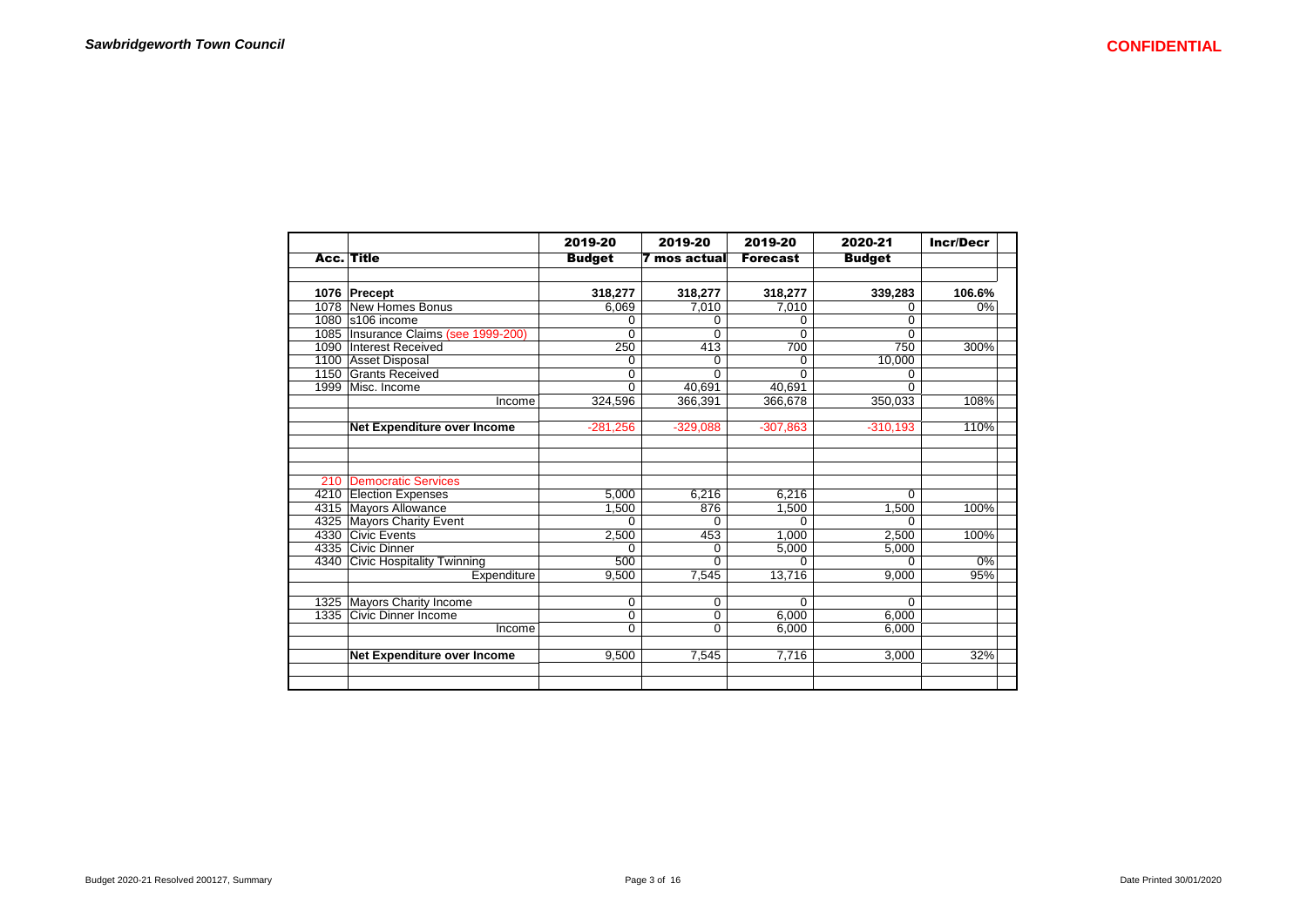| Acc. | Title | 2019-20 Budget | 2019-20 7 mos actual | 2019-20 Forecast | 2020-21 Budget | Incr/Decr |
|---|---|---|---|---|---|---|
| | | | | | | |
| 1076 | **Precept** | **318,277** | **318,277** | **318,277** | **339,283** | **106.6%** |
| 1078 | New Homes Bonus | 6,069 | 7,010 | 7,010 | 0 | 0% |
| 1080 | s106 income | 0 | 0 | 0 | 0 | |
| 1085 | Insurance Claims (see 1999-200) | 0 | 0 | 0 | 0 | |
| 1090 | Interest Received | 250 | 413 | 700 | 750 | 300% |
| 1100 | Asset Disposal | 0 | 0 | 0 | 10,000 | |
| 1150 | Grants Received | 0 | 0 | 0 | 0 | |
| 1999 | Misc. Income | 0 | 40,691 | 40,691 | 0 | |
| | Income | 324,596 | 366,391 | 366,678 | 350,033 | 108% |
| | | | | | | |
| | **Net Expenditure over Income** | -281,256 | -329,088 | -307,863 | -310,193 | 110% |
| | | | | | | |
| 210 | Democratic Services | | | | | |
| 4210 | Election Expenses | 5,000 | 6,216 | 6,216 | 0 | |
| 4315 | Mayors Allowance | 1,500 | 876 | 1,500 | 1,500 | 100% |
| 4325 | Mayors Charity Event | 0 | 0 | 0 | 0 | |
| 4330 | Civic Events | 2,500 | 453 | 1,000 | 2,500 | 100% |
| 4335 | Civic Dinner | 0 | 0 | 5,000 | 5,000 | |
| 4340 | Civic Hospitality Twinning | 500 | 0 | 0 | 0 | 0% |
| | Expenditure | 9,500 | 7,545 | 13,716 | 9,000 | 95% |
| | | | | | | |
| 1325 | Mayors Charity Income | 0 | 0 | 0 | 0 | |
| 1335 | Civic Dinner Income | 0 | 0 | 6,000 | 6,000 | |
| | Income | 0 | 0 | 6,000 | 6,000 | |
| | | | | | | |
| | **Net Expenditure over Income** | 9,500 | 7,545 | 7,716 | 3,000 | 32% |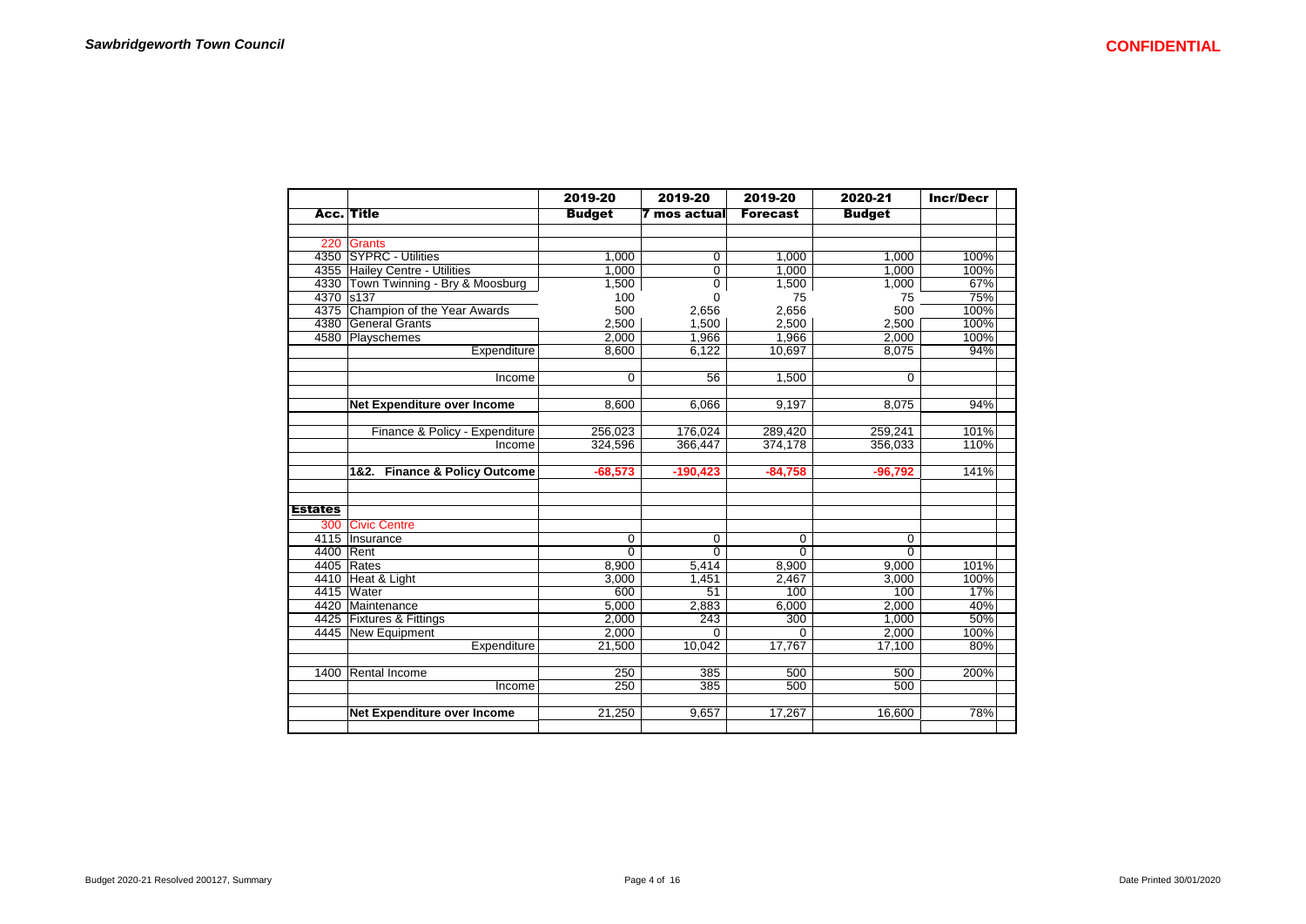**Sawbridgeworth Town Council**

**CONFIDENTIAL**

| Acc. | Title | 2019-20 Budget | 2019-20 7 mos actual | 2019-20 Forecast | 2020-21 Budget | Incr/Decr |
|---|---|---|---|---|---|---|
| | | | | | | |
| 220 | Grants | | | | | |
| 4350 | SYPRC - Utilities | 1,000 | 0 | 1,000 | 1,000 | 100% |
| 4355 | Hailey Centre - Utilities | 1,000 | 0 | 1,000 | 1,000 | 100% |
| 4330 | Town Twinning - Bry & Moosburg | 1,500 | 0 | 1,500 | 1,000 | 67% |
| 4370 | s137 | 100 | 0 | 75 | 75 | 75% |
| 4375 | Champion of the Year Awards | 500 | 2,656 | 2,656 | 500 | 100% |
| 4380 | General Grants | 2,500 | 1,500 | 2,500 | 2,500 | 100% |
| 4580 | Playschemes | 2,000 | 1,966 | 1,966 | 2,000 | 100% |
| | Expenditure | 8,600 | 6,122 | 10,697 | 8,075 | 94% |
| | | | | | | |
| | Income | 0 | 56 | 1,500 | 0 | |
| | | | | | | |
| | **Net Expenditure over Income** | 8,600 | 6,066 | 9,197 | 8,075 | 94% |
| | | | | | | |
| | Finance & Policy - Expenditure | 256,023 | 176,024 | 289,420 | 259,241 | 101% |
| | Income | 324,596 | 366,447 | 374,178 | 356,033 | 110% |
| | | | | | | |
| | **1&2. Finance & Policy Outcome** | **-68,573** | **-190,423** | **-84,758** | **-96,792** | 141% |
| | | | | | | |
| **Estates** | | | | | | |
| 300 | Civic Centre | | | | | |
| 4115 | Insurance | 0 | 0 | 0 | 0 | |
| 4400 | Rent | 0 | 0 | 0 | 0 | |
| 4405 | Rates | 8,900 | 5,414 | 8,900 | 9,000 | 101% |
| 4410 | Heat & Light | 3,000 | 1,451 | 2,467 | 3,000 | 100% |
| 4415 | Water | 600 | 51 | 100 | 100 | 17% |
| 4420 | Maintenance | 5,000 | 2,883 | 6,000 | 2,000 | 40% |
| 4425 | Fixtures & Fittings | 2,000 | 243 | 300 | 1,000 | 50% |
| 4445 | New Equipment | 2,000 | 0 | 0 | 2,000 | 100% |
| | Expenditure | 21,500 | 10,042 | 17,767 | 17,100 | 80% |
| | | | | | | |
| 1400 | Rental Income | 250 | 385 | 500 | 500 | 200% |
| | Income | 250 | 385 | 500 | 500 | |
| | | | | | | |
| | **Net Expenditure over Income** | 21,250 | 9,657 | 17,267 | 16,600 | 78% |

Budget 2020-21 Resolved 200127, Summary

Date Printed 30/01/2020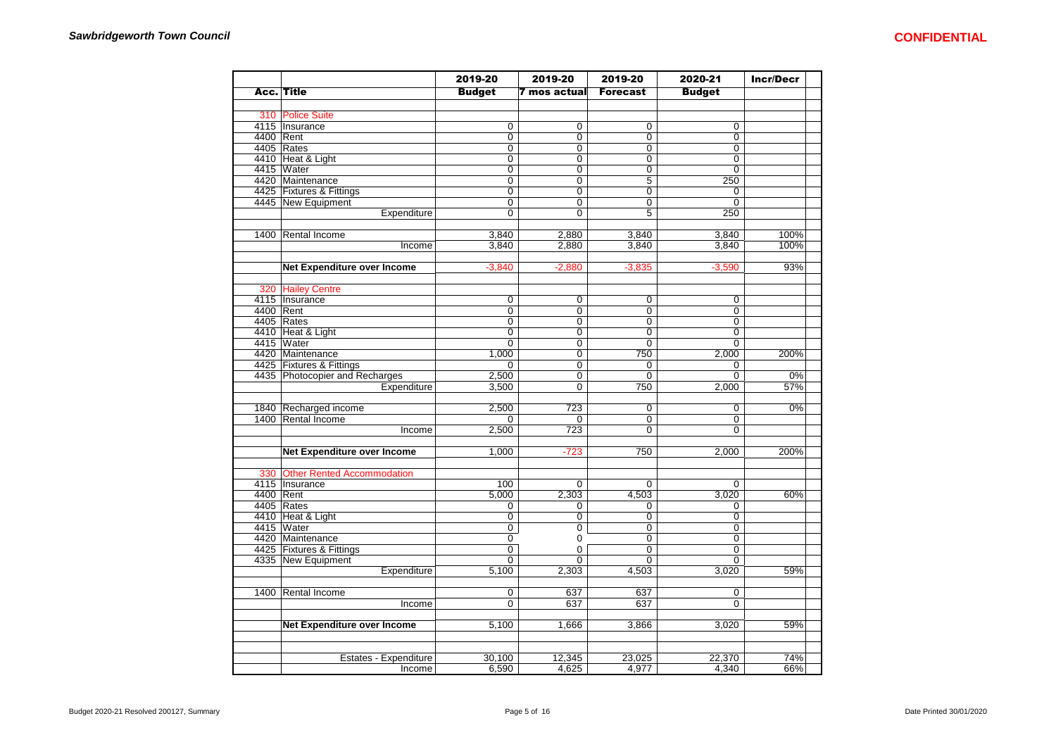| Acc. | Title | 2019-20 Budget | 2019-20 7 mos actual | 2019-20 Forecast | 2020-21 Budget | Incr/Decr |
|---|---|---|---|---|---|---|
| 310 | Police Suite | | | | | |
| 4115 | Insurance | 0 | 0 | 0 | 0 | |
| 4400 | Rent | 0 | 0 | 0 | 0 | |
| 4405 | Rates | 0 | 0 | 0 | 0 | |
| 4410 | Heat & Light | 0 | 0 | 0 | 0 | |
| 4415 | Water | 0 | 0 | 0 | 0 | |
| 4420 | Maintenance | 0 | 0 | 5 | 250 | |
| 4425 | Fixtures & Fittings | 0 | 0 | 0 | 0 | |
| 4445 | New Equipment | 0 | 0 | 0 | 0 | |
| | Expenditure | 0 | 0 | 5 | 250 | |
| 1400 | Rental Income | 3,840 | 2,880 | 3,840 | 3,840 | 100% |
| | Income | 3,840 | 2,880 | 3,840 | 3,840 | 100% |
| | **Net Expenditure over Income** | -3,840 | -2,880 | -3,835 | -3,590 | 93% |
| 320 | Hailey Centre | | | | | |
| 4115 | Insurance | 0 | 0 | 0 | 0 | |
| 4400 | Rent | 0 | 0 | 0 | 0 | |
| 4405 | Rates | 0 | 0 | 0 | 0 | |
| 4410 | Heat & Light | 0 | 0 | 0 | 0 | |
| 4415 | Water | 0 | 0 | 0 | 0 | |
| 4420 | Maintenance | 1,000 | 0 | 750 | 2,000 | 200% |
| 4425 | Fixtures & Fittings | 0 | 0 | 0 | 0 | |
| 4435 | Photocopier and Recharges | 2,500 | 0 | 0 | 0 | 0% |
| | Expenditure | 3,500 | 0 | 750 | 2,000 | 57% |
| 1840 | Recharged income | 2,500 | 723 | 0 | 0 | 0% |
| 1400 | Rental Income | 0 | 0 | 0 | 0 | |
| | Income | 2,500 | 723 | 0 | 0 | |
| | **Net Expenditure over Income** | 1,000 | -723 | 750 | 2,000 | 200% |
| 330 | Other Rented Accommodation | | | | | |
| 4115 | Insurance | 100 | 0 | 0 | 0 | |
| 4400 | Rent | 5,000 | 2,303 | 4,503 | 3,020 | 60% |
| 4405 | Rates | 0 | 0 | 0 | 0 | |
| 4410 | Heat & Light | 0 | 0 | 0 | 0 | |
| 4415 | Water | 0 | 0 | 0 | 0 | |
| 4420 | Maintenance | 0 | 0 | 0 | 0 | |
| 4425 | Fixtures & Fittings | 0 | 0 | 0 | 0 | |
| 4335 | New Equipment | 0 | 0 | 0 | 0 | |
| | Expenditure | 5,100 | 2,303 | 4,503 | 3,020 | 59% |
| 1400 | Rental Income | 0 | 637 | 637 | 0 | |
| | Income | 0 | 637 | 637 | 0 | |
| | **Net Expenditure over Income** | 5,100 | 1,666 | 3,866 | 3,020 | 59% |
| | Estates - Expenditure | 30,100 | 12,345 | 23,025 | 22,370 | 74% |
| | Income | 6,590 | 4,625 | 4,977 | 4,340 | 66% |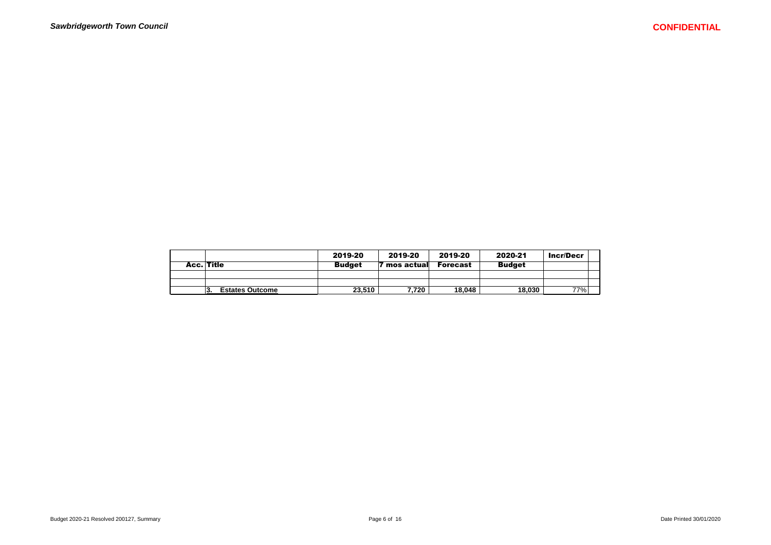| Acc. | Title | 2019-20 Budget | 2019-20 7 mos actual | 2019-20 Forecast | 2020-21 Budget | Incr/Decr | |
|---|---|---|---|---|---|---|---|
| | | | | | | | |
| | | | | | | | |
| | 3. **Estates Outcome** | **23,510** | **7,720** | **18,048** | **18,030** | 77% | |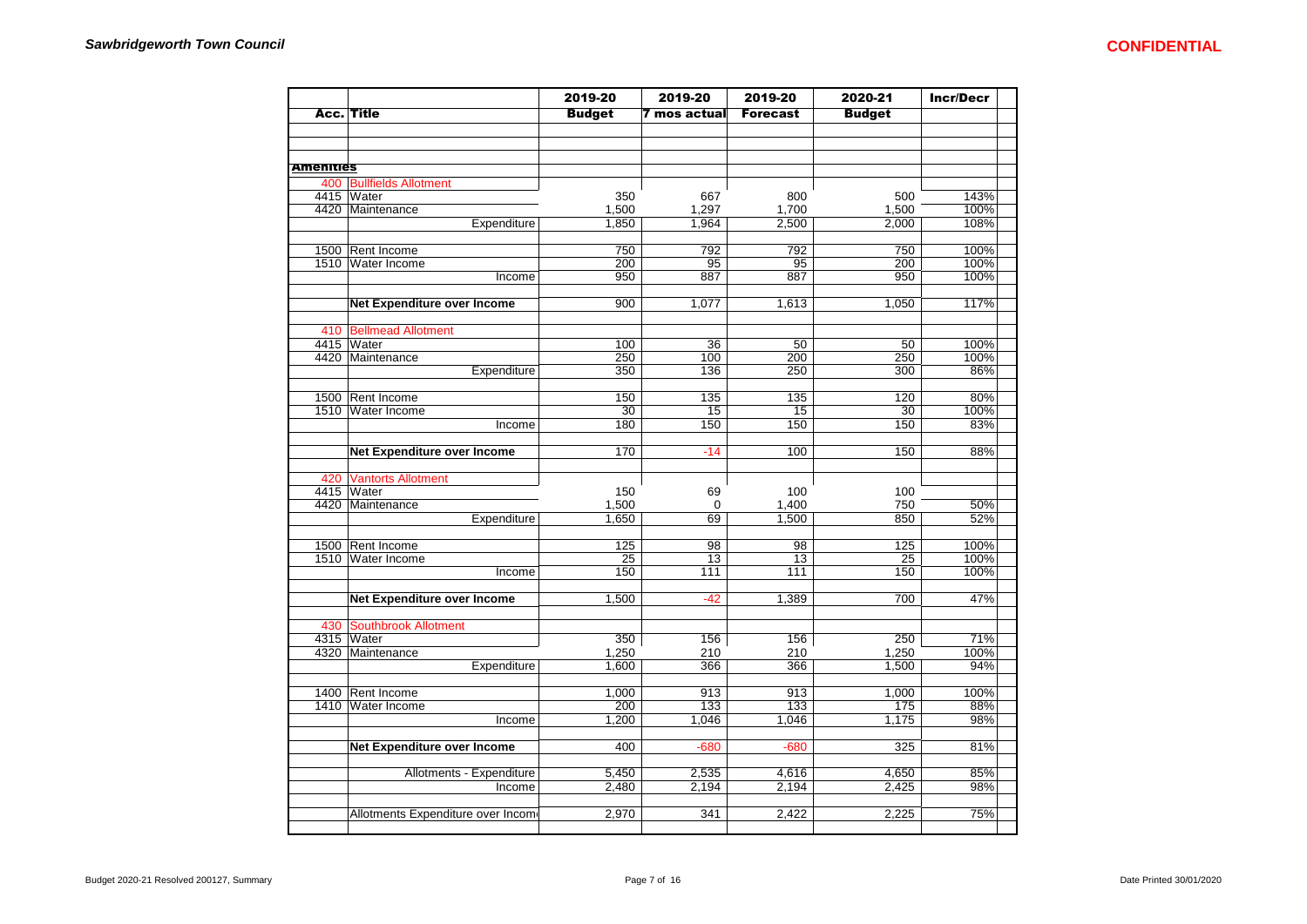| Acc. | Title | 2019-20 Budget | 2019-20 7 mos actual | 2019-20 Forecast | 2020-21 Budget | Incr/Decr |
|---|---|---|---|---|---|---|
| **Amenities** | | | | | | |
| 400 | Bullfields Allotment | | | | | |
| 4415 | Water | 350 | 667 | 800 | 500 | 143% |
| 4420 | Maintenance | 1,500 | 1,297 | 1,700 | 1,500 | 100% |
| | Expenditure | 1,850 | 1,964 | 2,500 | 2,000 | 108% |
| 1500 | Rent Income | 750 | 792 | 792 | 750 | 100% |
| 1510 | Water Income | 200 | 95 | 95 | 200 | 100% |
| | Income | 950 | 887 | 887 | 950 | 100% |
| | **Net Expenditure over Income** | 900 | 1,077 | 1,613 | 1,050 | 117% |
| 410 | Bellmead Allotment | | | | | |
| 4415 | Water | 100 | 36 | 50 | 50 | 100% |
| 4420 | Maintenance | 250 | 100 | 200 | 250 | 100% |
| | Expenditure | 350 | 136 | 250 | 300 | 86% |
| 1500 | Rent Income | 150 | 135 | 135 | 120 | 80% |
| 1510 | Water Income | 30 | 15 | 15 | 30 | 100% |
| | Income | 180 | 150 | 150 | 150 | 83% |
| | **Net Expenditure over Income** | 170 | -14 | 100 | 150 | 88% |
| 420 | Vantorts Allotment | | | | | |
| 4415 | Water | 150 | 69 | 100 | 100 | |
| 4420 | Maintenance | 1,500 | 0 | 1,400 | 750 | 50% |
| | Expenditure | 1,650 | 69 | 1,500 | 850 | 52% |
| 1500 | Rent Income | 125 | 98 | 98 | 125 | 100% |
| 1510 | Water Income | 25 | 13 | 13 | 25 | 100% |
| | Income | 150 | 111 | 111 | 150 | 100% |
| | **Net Expenditure over Income** | 1,500 | -42 | 1,389 | 700 | 47% |
| 430 | Southbrook Allotment | | | | | |
| 4315 | Water | 350 | 156 | 156 | 250 | 71% |
| 4320 | Maintenance | 1,250 | 210 | 210 | 1,250 | 100% |
| | Expenditure | 1,600 | 366 | 366 | 1,500 | 94% |
| 1400 | Rent Income | 1,000 | 913 | 913 | 1,000 | 100% |
| 1410 | Water Income | 200 | 133 | 133 | 175 | 88% |
| | Income | 1,200 | 1,046 | 1,046 | 1,175 | 98% |
| | **Net Expenditure over Income** | 400 | -680 | -680 | 325 | 81% |
| | Allotments - Expenditure | 5,450 | 2,535 | 4,616 | 4,650 | 85% |
| | Income | 2,480 | 2,194 | 2,194 | 2,425 | 98% |
| | Allotments Expenditure over Incom | 2,970 | 341 | 2,422 | 2,225 | 75% |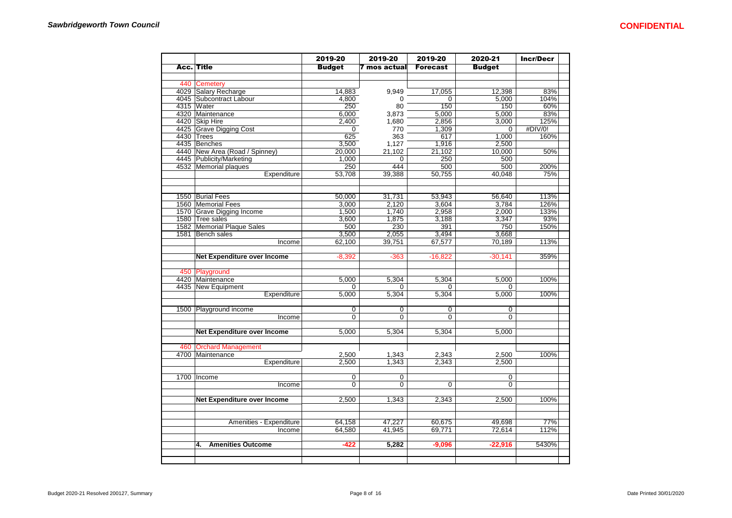| Acc. | Title | 2019-20 Budget | 2019-20 7 mos actual | 2019-20 Forecast | 2020-21 Budget | Incr/Decr |
|---|---|---|---|---|---|---|
| 440 | Cemetery | | | | | |
| 4029 | Salary Recharge | 14,883 | 9,949 | 17,055 | 12,398 | 83% |
| 4045 | Subcontract Labour | 4,800 | 0 | 0 | 5,000 | 104% |
| 4315 | Water | 250 | 80 | 150 | 150 | 60% |
| 4320 | Maintenance | 6,000 | 3,873 | 5,000 | 5,000 | 83% |
| 4420 | Skip Hire | 2,400 | 1,680 | 2,856 | 3,000 | 125% |
| 4425 | Grave Digging Cost | 0 | 770 | 1,309 | 0 | #DIV/0! |
| 4430 | Trees | 625 | 363 | 617 | 1,000 | 160% |
| 4435 | Benches | 3,500 | 1,127 | 1,916 | 2,500 | |
| 4440 | New Area (Road / Spinney) | 20,000 | 21,102 | 21,102 | 10,000 | 50% |
| 4445 | Publicity/Marketing | 1,000 | 0 | 250 | 500 | |
| 4532 | Memorial plaques | 250 | 444 | 500 | 500 | 200% |
| | Expenditure | 53,708 | 39,388 | 50,755 | 40,048 | 75% |
| | | | | | | |
| 1550 | Burial Fees | 50,000 | 31,731 | 53,943 | 56,640 | 113% |
| 1560 | Memorial Fees | 3,000 | 2,120 | 3,604 | 3,784 | 126% |
| 1570 | Grave Digging Income | 1,500 | 1,740 | 2,958 | 2,000 | 133% |
| 1580 | Tree sales | 3,600 | 1,875 | 3,188 | 3,347 | 93% |
| 1582 | Memorial Plaque Sales | 500 | 230 | 391 | 750 | 150% |
| 1581 | Bench sales | 3,500 | 2,055 | 3,494 | 3,668 | |
| | Income | 62,100 | 39,751 | 67,577 | 70,189 | 113% |
| | | | | | | |
| | **Net Expenditure over Income** | -8,392 | -363 | -16,822 | -30,141 | 359% |
| | | | | | | |
| 450 | Playground | | | | | |
| 4420 | Maintenance | 5,000 | 5,304 | 5,304 | 5,000 | 100% |
| 4435 | New Equipment | 0 | 0 | 0 | 0 | |
| | Expenditure | 5,000 | 5,304 | 5,304 | 5,000 | 100% |
| | | | | | | |
| 1500 | Playground income | 0 | 0 | 0 | 0 | |
| | Income | 0 | 0 | 0 | 0 | |
| | | | | | | |
| | **Net Expenditure over Income** | 5,000 | 5,304 | 5,304 | 5,000 | |
| | | | | | | |
| 460 | Orchard Management | | | | | |
| 4700 | Maintenance | 2,500 | 1,343 | 2,343 | 2,500 | 100% |
| | Expenditure | 2,500 | 1,343 | 2,343 | 2,500 | |
| | | | | | | |
| 1700 | Income | 0 | 0 | | 0 | |
| | Income | 0 | 0 | 0 | 0 | |
| | | | | | | |
| | **Net Expenditure over Income** | 2,500 | 1,343 | 2,343 | 2,500 | 100% |
| | | | | | | |
| | Amenities - Expenditure | 64,158 | 47,227 | 60,675 | 49,698 | 77% |
| | Income | 64,580 | 41,945 | 69,771 | 72,614 | 112% |
| | | | | | | |
| | **4. Amenities Outcome** | **-422** | **5,282** | **-9,096** | **-22,916** | 5430% |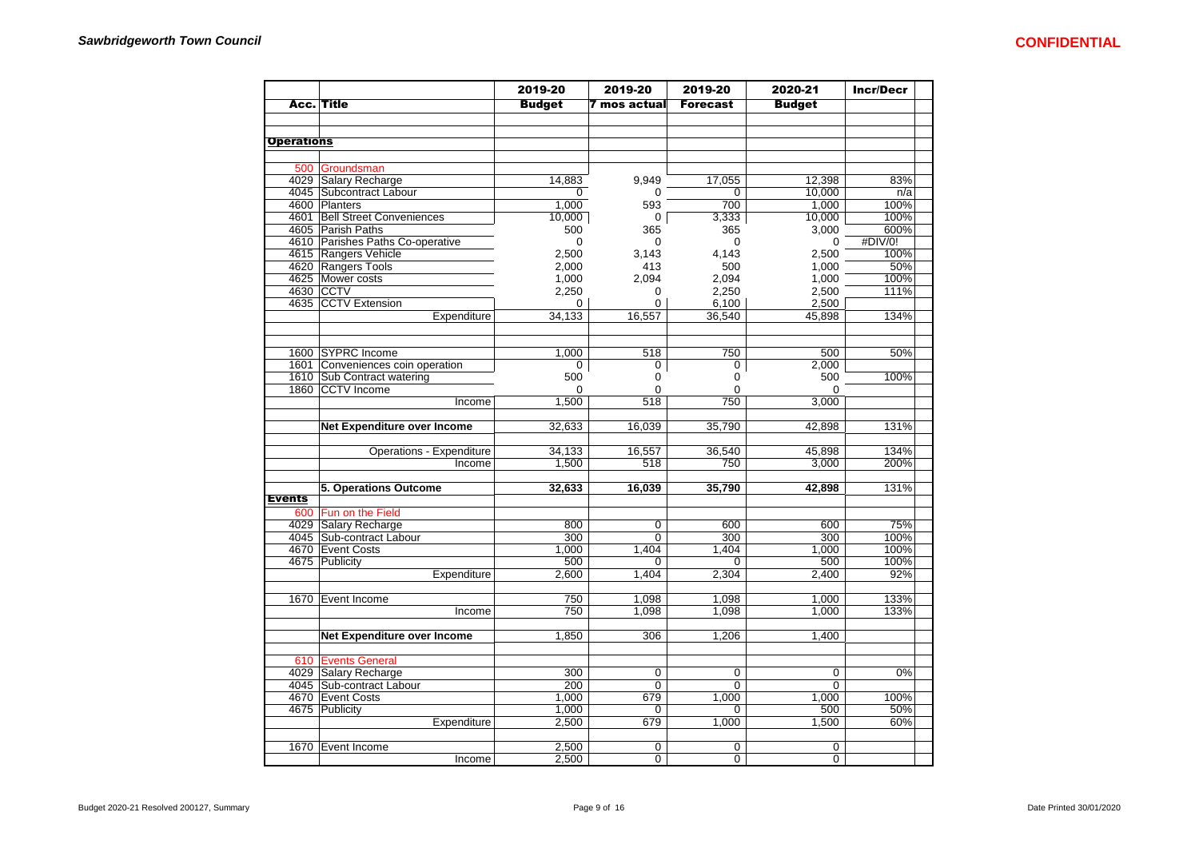| Acc. | Title | 2019-20 Budget | 2019-20 7 mos actual | 2019-20 Forecast | 2020-21 Budget | Incr/Decr |
|---|---|---|---|---|---|---|
| **Operations** | | | | | | |
| 500 | Groundsman | | | | | |
| 4029 | Salary Recharge | 14,883 | 9,949 | 17,055 | 12,398 | 83% |
| 4045 | Subcontract Labour | 0 | 0 | 0 | 10,000 | n/a |
| 4600 | Planters | 1,000 | 593 | 700 | 1,000 | 100% |
| 4601 | Bell Street Conveniences | 10,000 | 0 | 3,333 | 10,000 | 100% |
| 4605 | Parish Paths | 500 | 365 | 365 | 3,000 | 600% |
| 4610 | Parishes Paths Co-operative | 0 | 0 | 0 | 0 | #DIV/0! |
| 4615 | Rangers Vehicle | 2,500 | 3,143 | 4,143 | 2,500 | 100% |
| 4620 | Rangers Tools | 2,000 | 413 | 500 | 1,000 | 50% |
| 4625 | Mower costs | 1,000 | 2,094 | 2,094 | 1,000 | 100% |
| 4630 | CCTV | 2,250 | 0 | 2,250 | 2,500 | 111% |
| 4635 | CCTV Extension | 0 | 0 | 6,100 | 2,500 | |
| | Expenditure | 34,133 | 16,557 | 36,540 | 45,898 | 134% |
| 1600 | SYPRC Income | 1,000 | 518 | 750 | 500 | 50% |
| 1601 | Conveniences coin operation | 0 | 0 | 0 | 2,000 | |
| 1610 | Sub Contract watering | 500 | 0 | 0 | 500 | 100% |
| 1860 | CCTV Income | 0 | 0 | 0 | 0 | |
| | Income | 1,500 | 518 | 750 | 3,000 | |
| | **Net Expenditure over Income** | 32,633 | 16,039 | 35,790 | 42,898 | 131% |
| | Operations - Expenditure | 34,133 | 16,557 | 36,540 | 45,898 | 134% |
| | Income | 1,500 | 518 | 750 | 3,000 | 200% |
| | **5. Operations Outcome** | **32,633** | **16,039** | **35,790** | **42,898** | 131% |
| **Events** | | | | | | |
| 600 | Fun on the Field | | | | | |
| 4029 | Salary Recharge | 800 | 0 | 600 | 600 | 75% |
| 4045 | Sub-contract Labour | 300 | 0 | 300 | 300 | 100% |
| 4670 | Event Costs | 1,000 | 1,404 | 1,404 | 1,000 | 100% |
| 4675 | Publicity | 500 | 0 | 0 | 500 | 100% |
| | Expenditure | 2,600 | 1,404 | 2,304 | 2,400 | 92% |
| 1670 | Event Income | 750 | 1,098 | 1,098 | 1,000 | 133% |
| | Income | 750 | 1,098 | 1,098 | 1,000 | 133% |
| | **Net Expenditure over Income** | 1,850 | 306 | 1,206 | 1,400 | |
| 610 | Events General | | | | | |
| 4029 | Salary Recharge | 300 | 0 | 0 | 0 | 0% |
| 4045 | Sub-contract Labour | 200 | 0 | 0 | 0 | |
| 4670 | Event Costs | 1,000 | 679 | 1,000 | 1,000 | 100% |
| 4675 | Publicity | 1,000 | 0 | 0 | 500 | 50% |
| | Expenditure | 2,500 | 679 | 1,000 | 1,500 | 60% |
| 1670 | Event Income | 2,500 | 0 | 0 | 0 | |
| | Income | 2,500 | 0 | 0 | 0 | |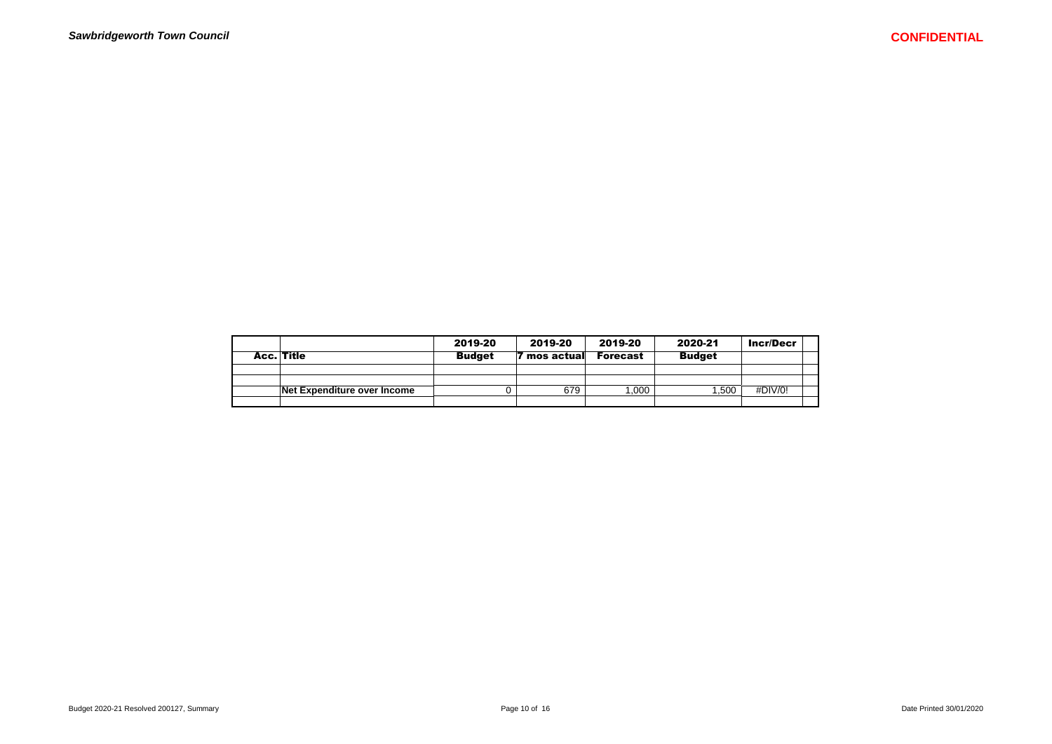| Acc. | Title | 2019-20 Budget | 2019-20 7 mos actual | 2019-20 Forecast | 2020-21 Budget | Incr/Decr | |
|---|---|---|---|---|---|---|---|
| | | | | | | | |
| | | | | | | | |
| | **Net Expenditure over Income** | 0 | 679 | 1,000 | 1,500 | #DIV/0! | |
| | | | | | | | |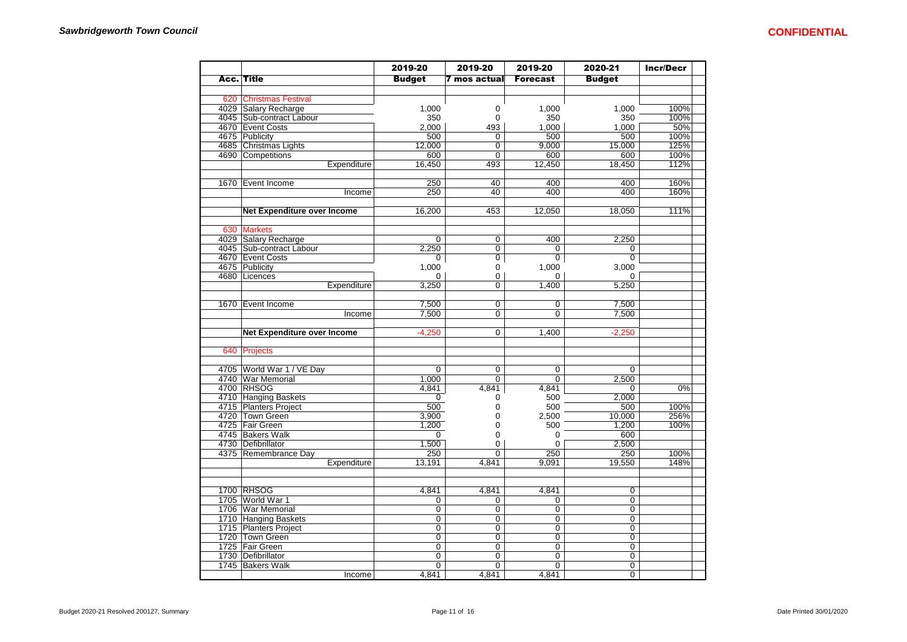| Acc. | Title | 2019-20 Budget | 2019-20 7 mos actual | 2019-20 Forecast | 2020-21 Budget | Incr/Decr |
|---|---|---|---|---|---|---|
| 620 | Christmas Festival | | | | | |
| 4029 | Salary Recharge | 1,000 | 0 | 1,000 | 1,000 | 100% |
| 4045 | Sub-contract Labour | 350 | 0 | 350 | 350 | 100% |
| 4670 | Event Costs | 2,000 | 493 | 1,000 | 1,000 | 50% |
| 4675 | Publicity | 500 | 0 | 500 | 500 | 100% |
| 4685 | Christmas Lights | 12,000 | 0 | 9,000 | 15,000 | 125% |
| 4690 | Competitions | 600 | 0 | 600 | 600 | 100% |
| | Expenditure | 16,450 | 493 | 12,450 | 18,450 | 112% |
| 1670 | Event Income | 250 | 40 | 400 | 400 | 160% |
| | Income | 250 | 40 | 400 | 400 | 160% |
| | **Net Expenditure over Income** | 16,200 | 453 | 12,050 | 18,050 | 111% |
| 630 | Markets | | | | | |
| 4029 | Salary Recharge | 0 | 0 | 400 | 2,250 | |
| 4045 | Sub-contract Labour | 2,250 | 0 | 0 | 0 | |
| 4670 | Event Costs | 0 | 0 | 0 | 0 | |
| 4675 | Publicity | 1,000 | 0 | 1,000 | 3,000 | |
| 4680 | Licences | 0 | 0 | 0 | 0 | |
| | Expenditure | 3,250 | 0 | 1,400 | 5,250 | |
| 1670 | Event Income | 7,500 | 0 | 0 | 7,500 | |
| | Income | 7,500 | 0 | 0 | 7,500 | |
| | **Net Expenditure over Income** | -4,250 | 0 | 1,400 | -2,250 | |
| 640 | Projects | | | | | |
| 4705 | World War 1 / VE Day | 0 | 0 | 0 | 0 | |
| 4740 | War Memorial | 1,000 | 0 | 0 | 2,500 | |
| 4700 | RHSOG | 4,841 | 4,841 | 4,841 | 0 | 0% |
| 4710 | Hanging Baskets | 0 | 0 | 500 | 2,000 | |
| 4715 | Planters Project | 500 | 0 | 500 | 500 | 100% |
| 4720 | Town Green | 3,900 | 0 | 2,500 | 10,000 | 256% |
| 4725 | Fair Green | 1,200 | 0 | 500 | 1,200 | 100% |
| 4745 | Bakers Walk | 0 | 0 | 0 | 600 | |
| 4730 | Defibrillator | 1,500 | 0 | 0 | 2,500 | |
| 4375 | Remembrance Day | 250 | 0 | 250 | 250 | 100% |
| | Expenditure | 13,191 | 4,841 | 9,091 | 19,550 | 148% |
| 1700 | RHSOG | 4,841 | 4,841 | 4,841 | 0 | |
| 1705 | World War 1 | 0 | 0 | 0 | 0 | |
| 1706 | War Memorial | 0 | 0 | 0 | 0 | |
| 1710 | Hanging Baskets | 0 | 0 | 0 | 0 | |
| 1715 | Planters Project | 0 | 0 | 0 | 0 | |
| 1720 | Town Green | 0 | 0 | 0 | 0 | |
| 1725 | Fair Green | 0 | 0 | 0 | 0 | |
| 1730 | Defibrillator | 0 | 0 | 0 | 0 | |
| 1745 | Bakers Walk | 0 | 0 | 0 | 0 | |
| | Income | 4,841 | 4,841 | 4,841 | 0 | |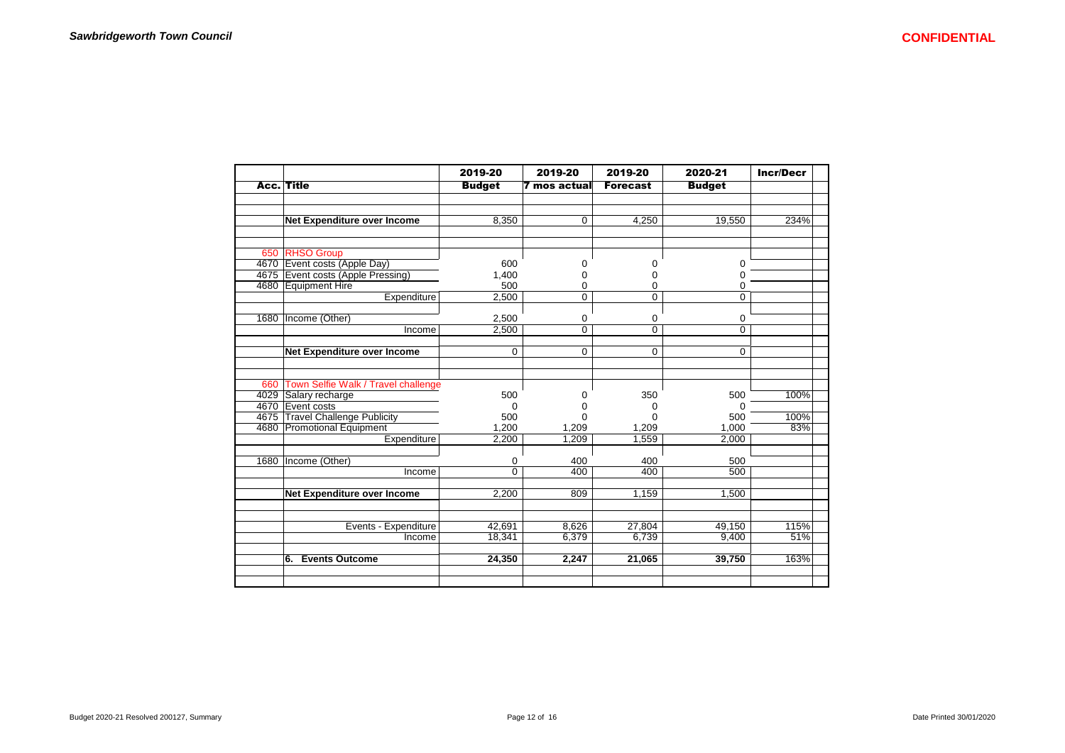| Acc. | Title | 2019-20 Budget | 2019-20 7 mos actual | 2019-20 Forecast | 2020-21 Budget | Incr/Decr |
|---|---|---|---|---|---|---|
| | | | | | | |
| | **Net Expenditure over Income** | 8,350 | 0 | 4,250 | 19,550 | 234% |
| | | | | | | |
| 650 | RHSO Group | | | | | |
| 4670 | Event costs (Apple Day) | 600 | 0 | 0 | 0 | |
| 4675 | Event costs (Apple Pressing) | 1,400 | 0 | 0 | 0 | |
| 4680 | Equipment Hire | 500 | 0 | 0 | 0 | |
| | Expenditure | 2,500 | 0 | 0 | 0 | |
| | | | | | | |
| 1680 | Income (Other) | 2,500 | 0 | 0 | 0 | |
| | Income | 2,500 | 0 | 0 | 0 | |
| | | | | | | |
| | **Net Expenditure over Income** | 0 | 0 | 0 | 0 | |
| | | | | | | |
| 660 | Town Selfie Walk / Travel challenge | | | | | |
| 4029 | Salary recharge | 500 | 0 | 350 | 500 | 100% |
| 4670 | Event costs | 0 | 0 | 0 | 0 | |
| 4675 | Travel Challenge Publicity | 500 | 0 | 0 | 500 | 100% |
| 4680 | Promotional Equipment | 1,200 | 1,209 | 1,209 | 1,000 | 83% |
| | Expenditure | 2,200 | 1,209 | 1,559 | 2,000 | |
| | | | | | | |
| 1680 | Income (Other) | 0 | 400 | 400 | 500 | |
| | Income | 0 | 400 | 400 | 500 | |
| | | | | | | |
| | **Net Expenditure over Income** | 2,200 | 809 | 1,159 | 1,500 | |
| | | | | | | |
| | Events - Expenditure | 42,691 | 8,626 | 27,804 | 49,150 | 115% |
| | Income | 18,341 | 6,379 | 6,739 | 9,400 | 51% |
| | | | | | | |
| | **6. Events Outcome** | **24,350** | **2,247** | **21,065** | **39,750** | 163% |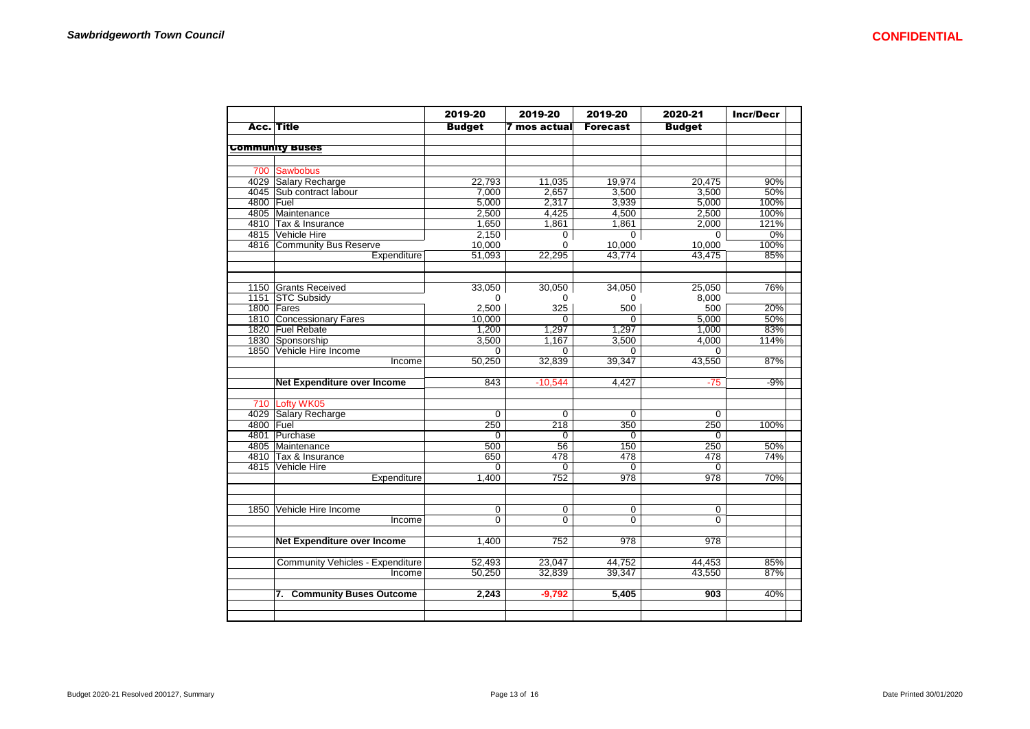| | | 2019-20 | 2019-20 | 2019-20 | 2020-21 | Incr/Decr |
|---|---|---|---|---|---|---|
| **Acc.** | **Title** | **Budget** | **7 mos actual** | **Forecast** | **Budget** | |
| | **Community Buses** | | | | | |
| 700 | Sawbobus | | | | | |
| 4029 | Salary Recharge | 22,793 | 11,035 | 19,974 | 20,475 | 90% |
| 4045 | Sub contract labour | 7,000 | 2,657 | 3,500 | 3,500 | 50% |
| 4800 | Fuel | 5,000 | 2,317 | 3,939 | 5,000 | 100% |
| 4805 | Maintenance | 2,500 | 4,425 | 4,500 | 2,500 | 100% |
| 4810 | Tax & Insurance | 1,650 | 1,861 | 1,861 | 2,000 | 121% |
| 4815 | Vehicle Hire | 2,150 | 0 | 0 | 0 | 0% |
| 4816 | Community Bus Reserve | 10,000 | 0 | 10,000 | 10,000 | 100% |
| | Expenditure | 51,093 | 22,295 | 43,774 | 43,475 | 85% |
| 1150 | Grants Received | 33,050 | 30,050 | 34,050 | 25,050 | 76% |
| 1151 | STC Subsidy | 0 | 0 | 0 | 8,000 | |
| 1800 | Fares | 2,500 | 325 | 500 | 500 | 20% |
| 1810 | Concessionary Fares | 10,000 | 0 | 0 | 5,000 | 50% |
| 1820 | Fuel Rebate | 1,200 | 1,297 | 1,297 | 1,000 | 83% |
| 1830 | Sponsorship | 3,500 | 1,167 | 3,500 | 4,000 | 114% |
| 1850 | Vehicle Hire Income | 0 | 0 | 0 | 0 | |
| | Income | 50,250 | 32,839 | 39,347 | 43,550 | 87% |
| | **Net Expenditure over Income** | 843 | -10,544 | 4,427 | -75 | -9% |
| 710 | Lofty WK05 | | | | | |
| 4029 | Salary Recharge | 0 | 0 | 0 | 0 | |
| 4800 | Fuel | 250 | 218 | 350 | 250 | 100% |
| 4801 | Purchase | 0 | 0 | 0 | 0 | |
| 4805 | Maintenance | 500 | 56 | 150 | 250 | 50% |
| 4810 | Tax & Insurance | 650 | 478 | 478 | 478 | 74% |
| 4815 | Vehicle Hire | 0 | 0 | 0 | 0 | |
| | Expenditure | 1,400 | 752 | 978 | 978 | 70% |
| 1850 | Vehicle Hire Income | 0 | 0 | 0 | 0 | |
| | Income | 0 | 0 | 0 | 0 | |
| | **Net Expenditure over Income** | 1,400 | 752 | 978 | 978 | |
| | Community Vehicles - Expenditure | 52,493 | 23,047 | 44,752 | 44,453 | 85% |
| | Income | 50,250 | 32,839 | 39,347 | 43,550 | 87% |
| | **7. Community Buses Outcome** | **2,243** | **-9,792** | **5,405** | **903** | 40% |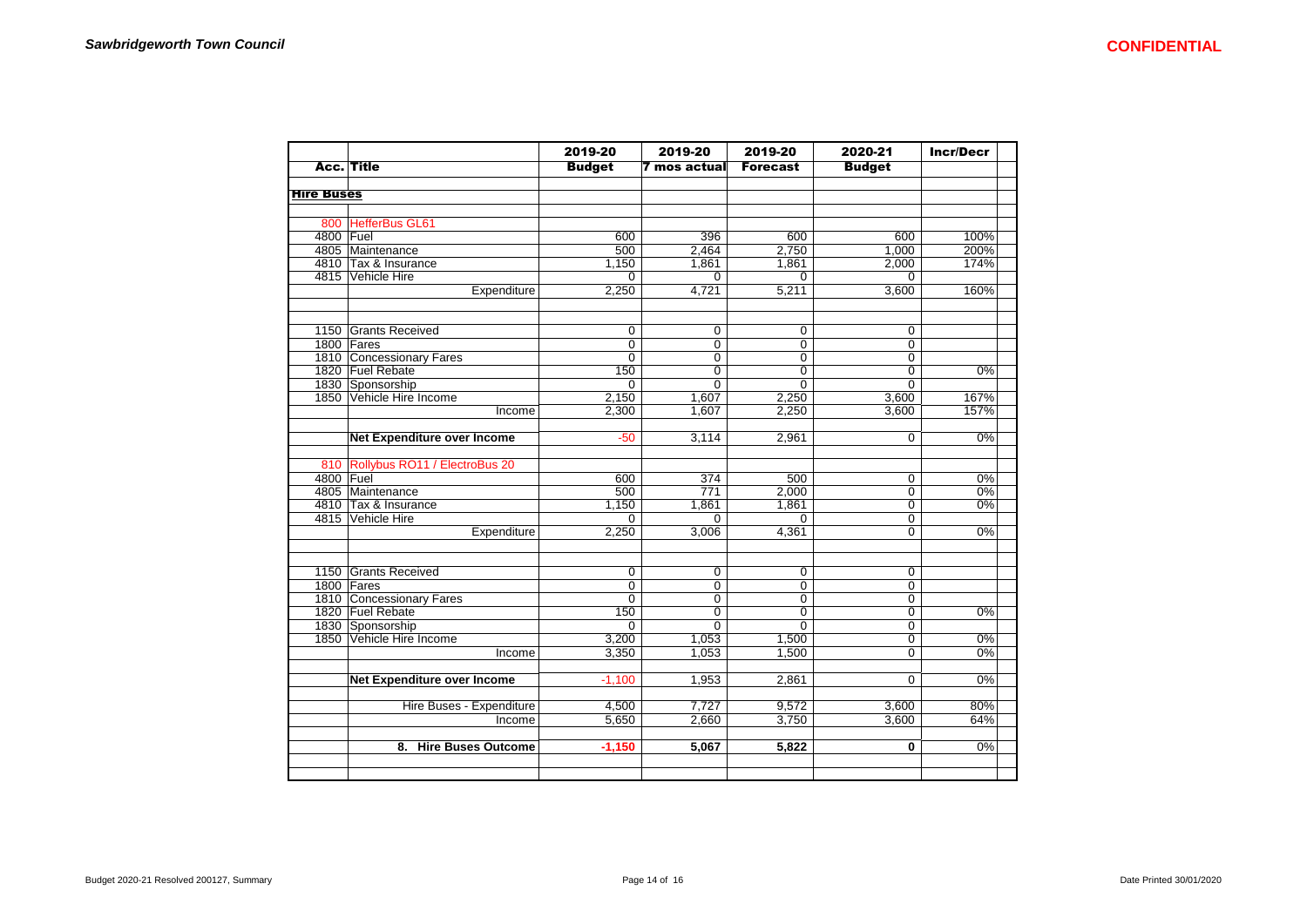**Sawbridgeworth Town Council**

**CONFIDENTIAL**

| Acc. | Title | 2019-20 Budget | 2019-20 7 mos actual | 2019-20 Forecast | 2020-21 Budget | Incr/Decr |
|---|---|---|---|---|---|---|
| **Hire Buses** | | | | | | |
| 800 | HefferBus GL61 | | | | | |
| 4800 | Fuel | 600 | 396 | 600 | 600 | 100% |
| 4805 | Maintenance | 500 | 2,464 | 2,750 | 1,000 | 200% |
| 4810 | Tax & Insurance | 1,150 | 1,861 | 1,861 | 2,000 | 174% |
| 4815 | Vehicle Hire | 0 | 0 | 0 | 0 | |
| | Expenditure | 2,250 | 4,721 | 5,211 | 3,600 | 160% |
| 1150 | Grants Received | 0 | 0 | 0 | 0 | |
| 1800 | Fares | 0 | 0 | 0 | 0 | |
| 1810 | Concessionary Fares | 0 | 0 | 0 | 0 | |
| 1820 | Fuel Rebate | 150 | 0 | 0 | 0 | 0% |
| 1830 | Sponsorship | 0 | 0 | 0 | 0 | |
| 1850 | Vehicle Hire Income | 2,150 | 1,607 | 2,250 | 3,600 | 167% |
| | Income | 2,300 | 1,607 | 2,250 | 3,600 | 157% |
| | **Net Expenditure over Income** | -50 | 3,114 | 2,961 | 0 | 0% |
| 810 | Rollybus RO11 / ElectroBus 20 | | | | | |
| 4800 | Fuel | 600 | 374 | 500 | 0 | 0% |
| 4805 | Maintenance | 500 | 771 | 2,000 | 0 | 0% |
| 4810 | Tax & Insurance | 1,150 | 1,861 | 1,861 | 0 | 0% |
| 4815 | Vehicle Hire | 0 | 0 | 0 | 0 | |
| | Expenditure | 2,250 | 3,006 | 4,361 | 0 | 0% |
| 1150 | Grants Received | 0 | 0 | 0 | 0 | |
| 1800 | Fares | 0 | 0 | 0 | 0 | |
| 1810 | Concessionary Fares | 0 | 0 | 0 | 0 | |
| 1820 | Fuel Rebate | 150 | 0 | 0 | 0 | 0% |
| 1830 | Sponsorship | 0 | 0 | 0 | 0 | |
| 1850 | Vehicle Hire Income | 3,200 | 1,053 | 1,500 | 0 | 0% |
| | Income | 3,350 | 1,053 | 1,500 | 0 | 0% |
| | **Net Expenditure over Income** | -1,100 | 1,953 | 2,861 | 0 | 0% |
| | Hire Buses - Expenditure | 4,500 | 7,727 | 9,572 | 3,600 | 80% |
| | Income | 5,650 | 2,660 | 3,750 | 3,600 | 64% |
| | **8. Hire Buses Outcome** | **-1,150** | **5,067** | **5,822** | **0** | 0% |

Budget 2020-21 Resolved 200127, Summary

Date Printed 30/01/2020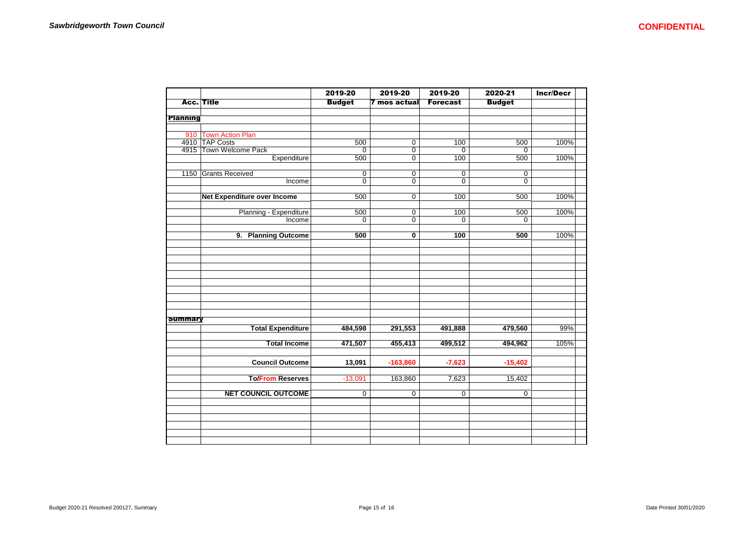| Acc. | Title | 2019-20 Budget | 2019-20 7 mos actual | 2019-20 Forecast | 2020-21 Budget | Incr/Decr |
|---|---|---|---|---|---|---|
| **Planning** | | | | | | |
| 910 | Town Action Plan | | | | | |
| 4910 | TAP Costs | 500 | 0 | 100 | 500 | 100% |
| 4915 | Town Welcome Pack | 0 | 0 | 0 | 0 | |
| | Expenditure | 500 | 0 | 100 | 500 | 100% |
| 1150 | Grants Received | 0 | 0 | 0 | 0 | |
| | Income | 0 | 0 | 0 | 0 | |
| | **Net Expenditure over Income** | 500 | 0 | 100 | 500 | 100% |
| | Planning - Expenditure | 500 | 0 | 100 | 500 | 100% |
| | Income | 0 | 0 | 0 | 0 | |
| | **9. Planning Outcome** | **500** | **0** | **100** | **500** | 100% |
| **Summary** | | | | | | |
| | **Total Expenditure** | **484,598** | **291,553** | **491,888** | **479,560** | 99% |
| | **Total Income** | **471,507** | **455,413** | **499,512** | **494,962** | 105% |
| | **Council Outcome** | **13,091** | **-163,860** | **-7,623** | **-15,402** | |
| | **To/From Reserves** | -13,091 | 163,860 | 7,623 | 15,402 | |
| | **NET COUNCIL OUTCOME** | 0 | 0 | 0 | 0 | |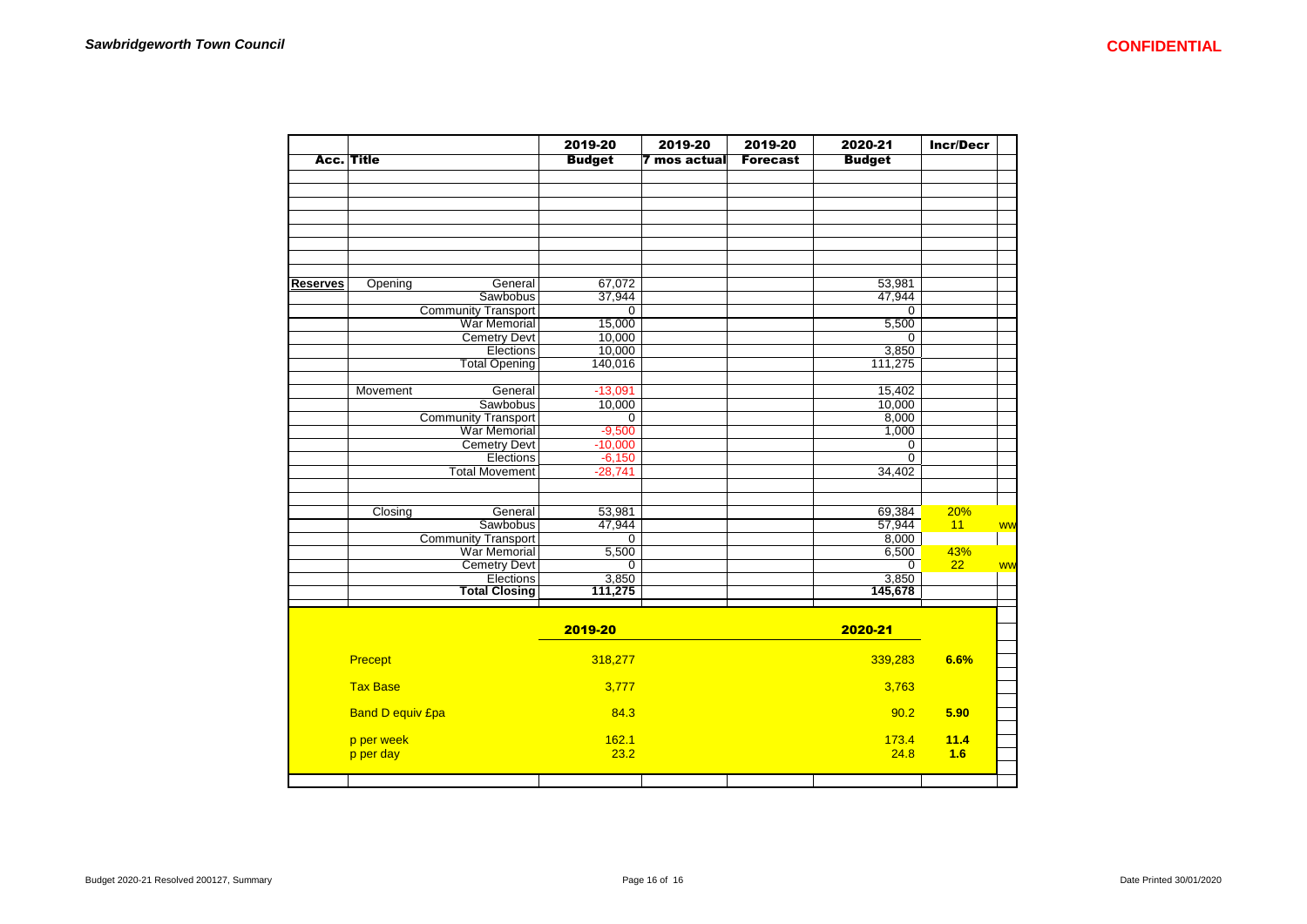*Sawbridgeworth Town Council*

**CONFIDENTIAL**

| Acc. | Title | | 2019-20 Budget | 2019-20 7 mos actual | 2019-20 Forecast | 2020-21 Budget | Incr/Decr | |
|---|---|---|---|---|---|---|---|---|
| **Reserves** | Opening | General | 67,072 | | | 53,981 | | |
| | | Sawbobus | 37,944 | | | 47,944 | | |
| | | Community Transport | 0 | | | 0 | | |
| | | War Memorial | 15,000 | | | 5,500 | | |
| | | Cemetry Devt | 10,000 | | | 0 | | |
| | | Elections | 10,000 | | | 3,850 | | |
| | | Total Opening | 140,016 | | | 111,275 | | |
| | Movement | General | -13,091 | | | 15,402 | | |
| | | Sawbobus | 10,000 | | | 10,000 | | |
| | | Community Transport | 0 | | | 8,000 | | |
| | | War Memorial | -9,500 | | | 1,000 | | |
| | | Cemetry Devt | -10,000 | | | 0 | | |
| | | Elections | -6,150 | | | 0 | | |
| | | Total Movement | -28,741 | | | 34,402 | | |
| | Closing | General | 53,981 | | | 69,384 | 20% | |
| | | Sawbobus | 47,944 | | | 57,944 | 11 | ww |
| | | Community Transport | 0 | | | 8,000 | | |
| | | War Memorial | 5,500 | | | 6,500 | 43% | |
| | | Cemetry Devt | 0 | | | 0 | 22 | ww |
| | | Elections | 3,850 | | | 3,850 | | |
| | | **Total Closing** | **111,275** | | | **145,678** | | |

| | 2019-20 | 2020-21 | |
|---|---|---|---|
| Precept | 318,277 | 339,283 | 6.6% |
| Tax Base | 3,777 | 3,763 | |
| Band D equiv £pa | 84.3 | 90.2 | 5.90 |
| p per week | 162.1 | 173.4 | 11.4 |
| p per day | 23.2 | 24.8 | 1.6 |

Budget 2020-21 Resolved 200127, Summary

Date Printed 30/01/2020